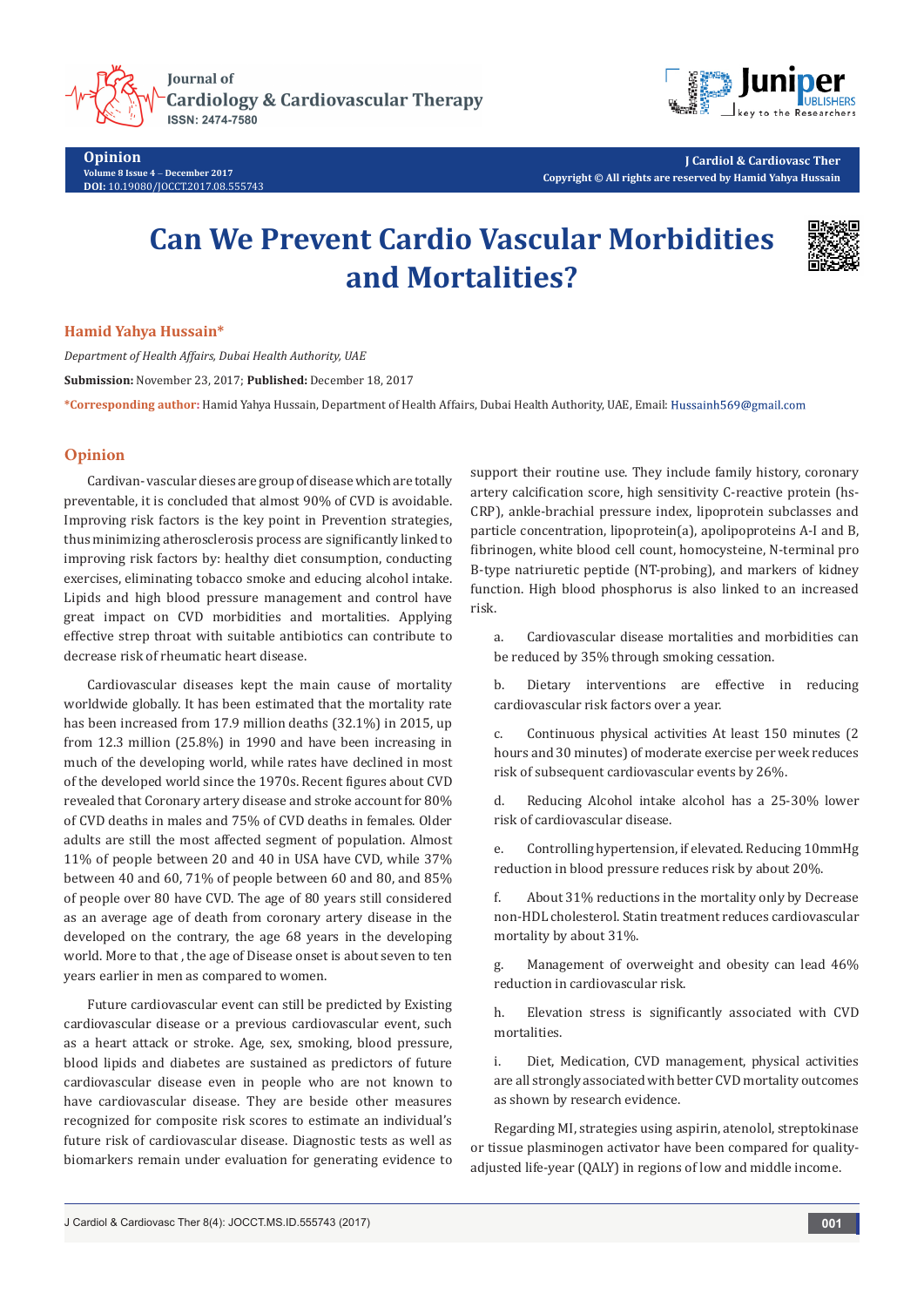# Can We Prevent Cardio Vascular Morbidities and Mortalities?

**Hamid Yahya Hussain***

*Department of Health Affairs, Dubai Health Authority, UAE*

**Submission:** November 23, 2017; **Published:** December 18, 2017

***Corresponding author:** Hamid Yahya Hussain, Department of Health Affairs, Dubai Health Authority, UAE, Email: Hussainh569@gmail.com

## Opinion

Cardivan- vascular dieses are group of disease which are totally preventable, it is concluded that almost 90% of CVD is avoidable. Improving risk factors is the key point in Prevention strategies, thus minimizing atherosclerosis process are significantly linked to improving risk factors by: healthy diet consumption, conducting exercises, eliminating tobacco smoke and educing alcohol intake. Lipids and high blood pressure management and control have great impact on CVD morbidities and mortalities. Applying effective strep throat with suitable antibiotics can contribute to decrease risk of rheumatic heart disease.

Cardiovascular diseases kept the main cause of mortality worldwide globally. It has been estimated that the mortality rate has been increased from 17.9 million deaths (32.1%) in 2015, up from 12.3 million (25.8%) in 1990 and have been increasing in much of the developing world, while rates have declined in most of the developed world since the 1970s. Recent figures about CVD revealed that Coronary artery disease and stroke account for 80% of CVD deaths in males and 75% of CVD deaths in females. Older adults are still the most affected segment of population. Almost 11% of people between 20 and 40 in USA have CVD, while 37% between 40 and 60, 71% of people between 60 and 80, and 85% of people over 80 have CVD. The age of 80 years still considered as an average age of death from coronary artery disease in the developed on the contrary, the age 68 years in the developing world. More to that , the age of Disease onset is about seven to ten years earlier in men as compared to women.

Future cardiovascular event can still be predicted by Existing cardiovascular disease or a previous cardiovascular event, such as a heart attack or stroke. Age, sex, smoking, blood pressure, blood lipids and diabetes are sustained as predictors of future cardiovascular disease even in people who are not known to have cardiovascular disease. They are beside other measures recognized for composite risk scores to estimate an individual's future risk of cardiovascular disease. Diagnostic tests as well as biomarkers remain under evaluation for generating evidence to support their routine use. They include family history, coronary artery calcification score, high sensitivity C-reactive protein (hs-CRP), ankle-brachial pressure index, lipoprotein subclasses and particle concentration, lipoprotein(a), apolipoproteins A-I and B, fibrinogen, white blood cell count, homocysteine, N-terminal pro B-type natriuretic peptide (NT-probing), and markers of kidney function. High blood phosphorus is also linked to an increased risk.

a. Cardiovascular disease mortalities and morbidities can be reduced by 35% through smoking cessation.

b. Dietary interventions are effective in reducing cardiovascular risk factors over a year.

c. Continuous physical activities At least 150 minutes (2 hours and 30 minutes) of moderate exercise per week reduces risk of subsequent cardiovascular events by 26%.

d. Reducing Alcohol intake alcohol has a 25-30% lower risk of cardiovascular disease.

e. Controlling hypertension, if elevated. Reducing 10mmHg reduction in blood pressure reduces risk by about 20%.

f. About 31% reductions in the mortality only by Decrease non-HDL cholesterol. Statin treatment reduces cardiovascular mortality by about 31%.

g. Management of overweight and obesity can lead 46% reduction in cardiovascular risk.

h. Elevation stress is significantly associated with CVD mortalities.

i. Diet, Medication, CVD management, physical activities are all strongly associated with better CVD mortality outcomes as shown by research evidence.

Regarding MI, strategies using aspirin, atenolol, streptokinase or tissue plasminogen activator have been compared for quality-adjusted life-year (QALY) in regions of low and middle income.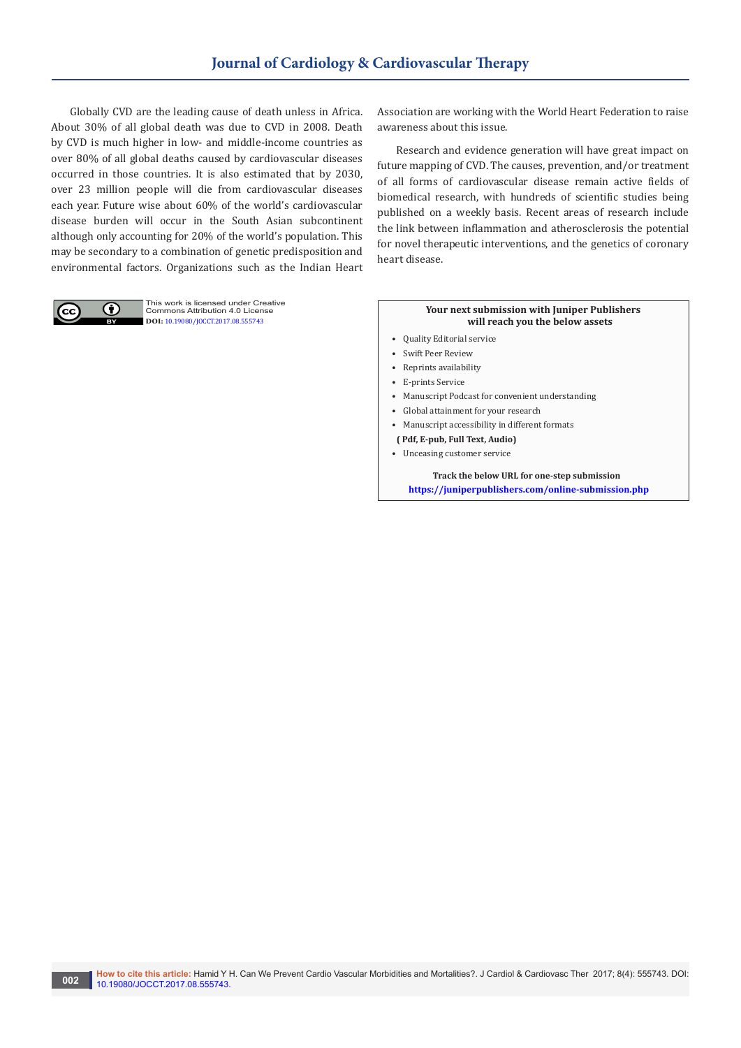Globally CVD are the leading cause of death unless in Africa. About 30% of all global death was due to CVD in 2008. Death by CVD is much higher in low- and middle-income countries as over 80% of all global deaths caused by cardiovascular diseases occurred in those countries. It is also estimated that by 2030, over 23 million people will die from cardiovascular diseases each year. Future wise about 60% of the world's cardiovascular disease burden will occur in the South Asian subcontinent although only accounting for 20% of the world's population. This may be secondary to a combination of genetic predisposition and environmental factors. Organizations such as the Indian Heart Association are working with the World Heart Federation to raise awareness about this issue.

Research and evidence generation will have great impact on future mapping of CVD. The causes, prevention, and/or treatment of all forms of cardiovascular disease remain active fields of biomedical research, with hundreds of scientific studies being published on a weekly basis. Recent areas of research include the link between inflammation and atherosclerosis the potential for novel therapeutic interventions, and the genetics of coronary heart disease.

This work is licensed under Creative Commons Attribution 4.0 License
**DOI:** 10.19080/JOCCT.2017.08.555743

**Your next submission with Juniper Publishers will reach you the below assets**

- Quality Editorial service
- Swift Peer Review
- Reprints availability
- E-prints Service
- Manuscript Podcast for convenient understanding
- Global attainment for your research
- Manuscript accessibility in different formats

**( Pdf, E-pub, Full Text, Audio)**

- Unceasing customer service

**Track the below URL for one-step submission**
**https://juniperpublishers.com/online-submission.php**

**How to cite this article:** Hamid Y H. Can We Prevent Cardio Vascular Morbidities and Mortalities?. J Cardiol & Cardiovasc Ther 2017; 8(4): 555743. DOI: 10.19080/JOCCT.2017.08.555743.